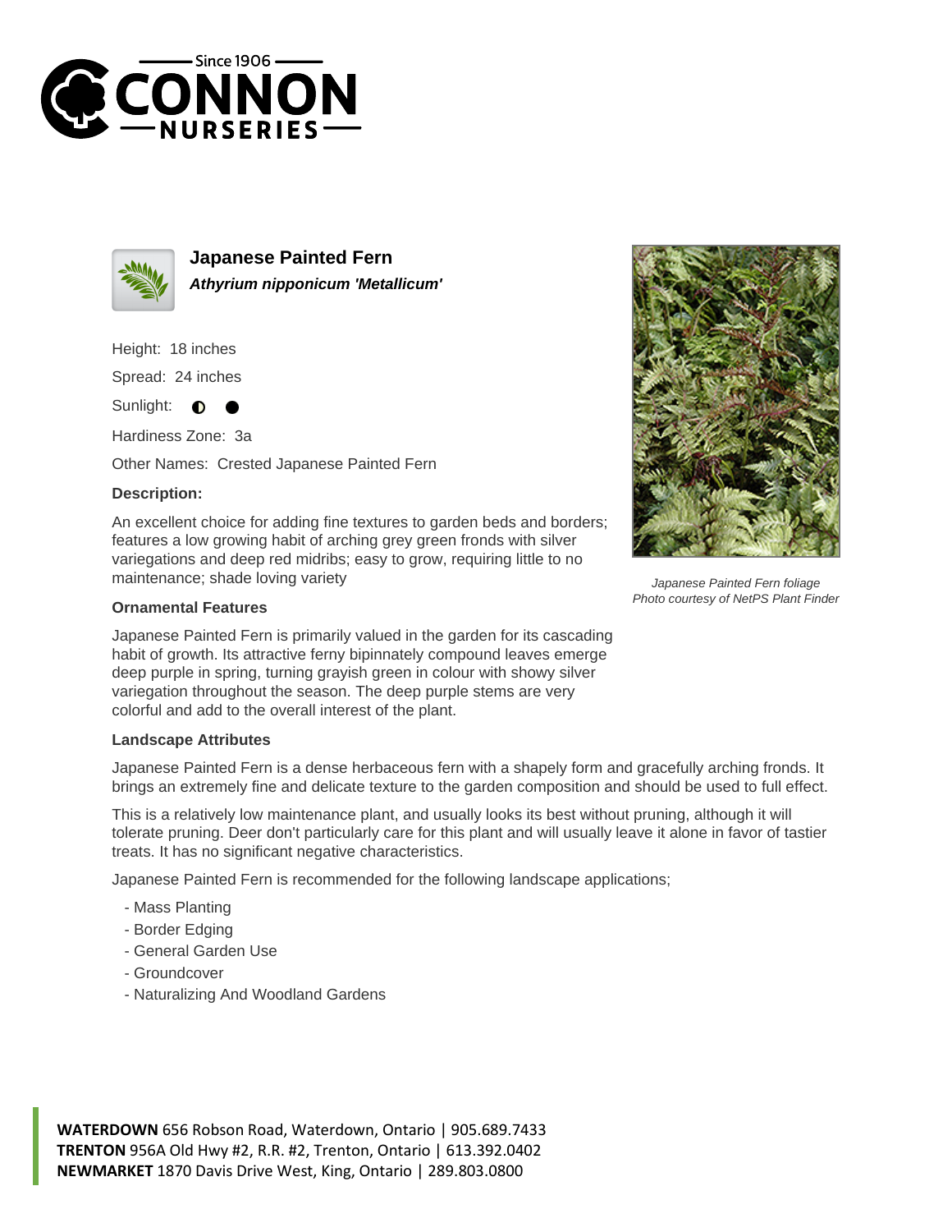# Japanese Painted Fern

***Athyrium nipponicum 'Metallicum'***

Height: 18 inches

Spread: 24 inches

Sunlight: ◐ ●

Hardiness Zone: 3a

Other Names: Crested Japanese Painted Fern

**Description:**

An excellent choice for adding fine textures to garden beds and borders; features a low growing habit of arching grey green fronds with silver variegations and deep red midribs; easy to grow, requiring little to no maintenance; shade loving variety

*Japanese Painted Fern foliage*
*Photo courtesy of NetPS Plant Finder*

### Ornamental Features

Japanese Painted Fern is primarily valued in the garden for its cascading habit of growth. Its attractive ferny bipinnately compound leaves emerge deep purple in spring, turning grayish green in colour with showy silver variegation throughout the season. The deep purple stems are very colorful and add to the overall interest of the plant.

### Landscape Attributes

Japanese Painted Fern is a dense herbaceous fern with a shapely form and gracefully arching fronds. It brings an extremely fine and delicate texture to the garden composition and should be used to full effect.

This is a relatively low maintenance plant, and usually looks its best without pruning, although it will tolerate pruning. Deer don't particularly care for this plant and will usually leave it alone in favor of tastier treats. It has no significant negative characteristics.

Japanese Painted Fern is recommended for the following landscape applications;

- Mass Planting
- Border Edging
- General Garden Use
- Groundcover
- Naturalizing And Woodland Gardens

**WATERDOWN** 656 Robson Road, Waterdown, Ontario | 905.689.7433
**TRENTON** 956A Old Hwy #2, R.R. #2, Trenton, Ontario | 613.392.0402
**NEWMARKET** 1870 Davis Drive West, King, Ontario | 289.803.0800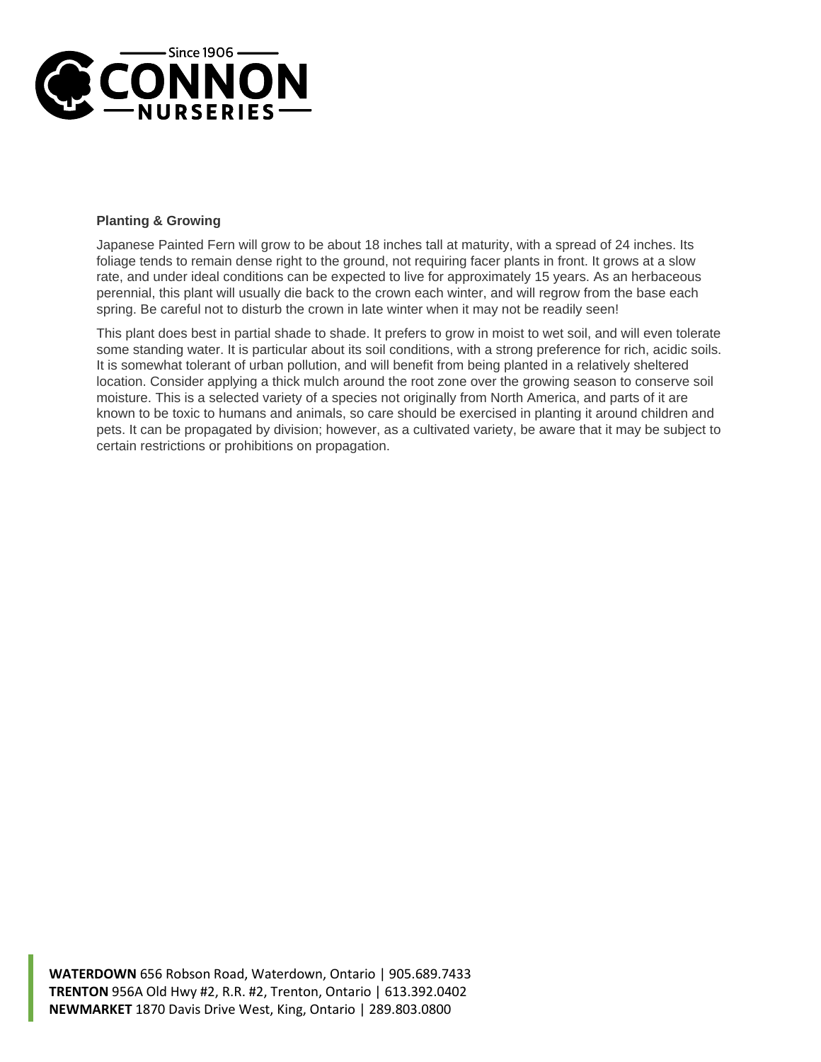### Planting & Growing

Japanese Painted Fern will grow to be about 18 inches tall at maturity, with a spread of 24 inches. Its foliage tends to remain dense right to the ground, not requiring facer plants in front. It grows at a slow rate, and under ideal conditions can be expected to live for approximately 15 years. As an herbaceous perennial, this plant will usually die back to the crown each winter, and will regrow from the base each spring. Be careful not to disturb the crown in late winter when it may not be readily seen!

This plant does best in partial shade to shade. It prefers to grow in moist to wet soil, and will even tolerate some standing water. It is particular about its soil conditions, with a strong preference for rich, acidic soils. It is somewhat tolerant of urban pollution, and will benefit from being planted in a relatively sheltered location. Consider applying a thick mulch around the root zone over the growing season to conserve soil moisture. This is a selected variety of a species not originally from North America, and parts of it are known to be toxic to humans and animals, so care should be exercised in planting it around children and pets. It can be propagated by division; however, as a cultivated variety, be aware that it may be subject to certain restrictions or prohibitions on propagation.